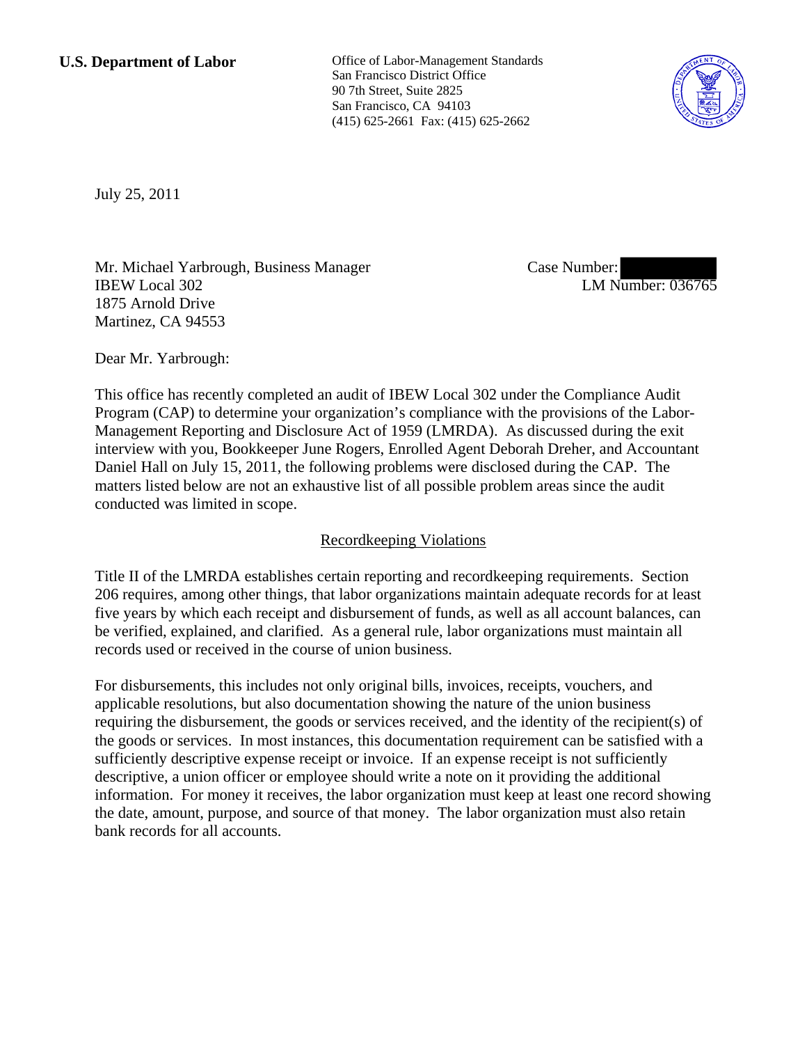**U.S. Department of Labor**

Office of Labor-Management Standards
San Francisco District Office
90 7th Street, Suite 2825
San Francisco, CA 94103
(415) 625-2661 Fax: (415) 625-2662

July 25, 2011

Mr. Michael Yarbrough, Business Manager
IBEW Local 302
1875 Arnold Drive
Martinez, CA 94553

Case Number:
LM Number: 036765

Dear Mr. Yarbrough:

This office has recently completed an audit of IBEW Local 302 under the Compliance Audit Program (CAP) to determine your organization's compliance with the provisions of the Labor-Management Reporting and Disclosure Act of 1959 (LMRDA). As discussed during the exit interview with you, Bookkeeper June Rogers, Enrolled Agent Deborah Dreher, and Accountant Daniel Hall on July 15, 2011, the following problems were disclosed during the CAP. The matters listed below are not an exhaustive list of all possible problem areas since the audit conducted was limited in scope.

## Recordkeeping Violations

Title II of the LMRDA establishes certain reporting and recordkeeping requirements. Section 206 requires, among other things, that labor organizations maintain adequate records for at least five years by which each receipt and disbursement of funds, as well as all account balances, can be verified, explained, and clarified. As a general rule, labor organizations must maintain all records used or received in the course of union business.

For disbursements, this includes not only original bills, invoices, receipts, vouchers, and applicable resolutions, but also documentation showing the nature of the union business requiring the disbursement, the goods or services received, and the identity of the recipient(s) of the goods or services. In most instances, this documentation requirement can be satisfied with a sufficiently descriptive expense receipt or invoice. If an expense receipt is not sufficiently descriptive, a union officer or employee should write a note on it providing the additional information. For money it receives, the labor organization must keep at least one record showing the date, amount, purpose, and source of that money. The labor organization must also retain bank records for all accounts.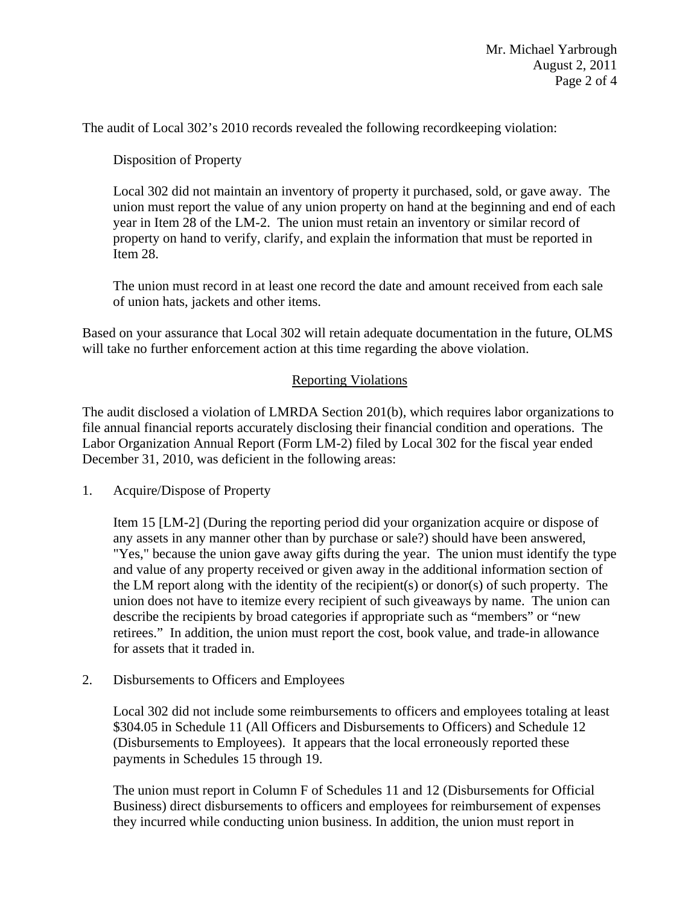The audit of Local 302's 2010 records revealed the following recordkeeping violation:

Disposition of Property

Local 302 did not maintain an inventory of property it purchased, sold, or gave away. The union must report the value of any union property on hand at the beginning and end of each year in Item 28 of the LM-2. The union must retain an inventory or similar record of property on hand to verify, clarify, and explain the information that must be reported in Item 28.

The union must record in at least one record the date and amount received from each sale of union hats, jackets and other items.

Based on your assurance that Local 302 will retain adequate documentation in the future, OLMS will take no further enforcement action at this time regarding the above violation.

## Reporting Violations

The audit disclosed a violation of LMRDA Section 201(b), which requires labor organizations to file annual financial reports accurately disclosing their financial condition and operations. The Labor Organization Annual Report (Form LM-2) filed by Local 302 for the fiscal year ended December 31, 2010, was deficient in the following areas:

1. Acquire/Dispose of Property

   Item 15 [LM-2] (During the reporting period did your organization acquire or dispose of any assets in any manner other than by purchase or sale?) should have been answered, "Yes," because the union gave away gifts during the year. The union must identify the type and value of any property received or given away in the additional information section of the LM report along with the identity of the recipient(s) or donor(s) of such property. The union does not have to itemize every recipient of such giveaways by name. The union can describe the recipients by broad categories if appropriate such as "members" or "new retirees." In addition, the union must report the cost, book value, and trade-in allowance for assets that it traded in.

2. Disbursements to Officers and Employees

   Local 302 did not include some reimbursements to officers and employees totaling at least $304.05 in Schedule 11 (All Officers and Disbursements to Officers) and Schedule 12 (Disbursements to Employees). It appears that the local erroneously reported these payments in Schedules 15 through 19.

   The union must report in Column F of Schedules 11 and 12 (Disbursements for Official Business) direct disbursements to officers and employees for reimbursement of expenses they incurred while conducting union business. In addition, the union must report in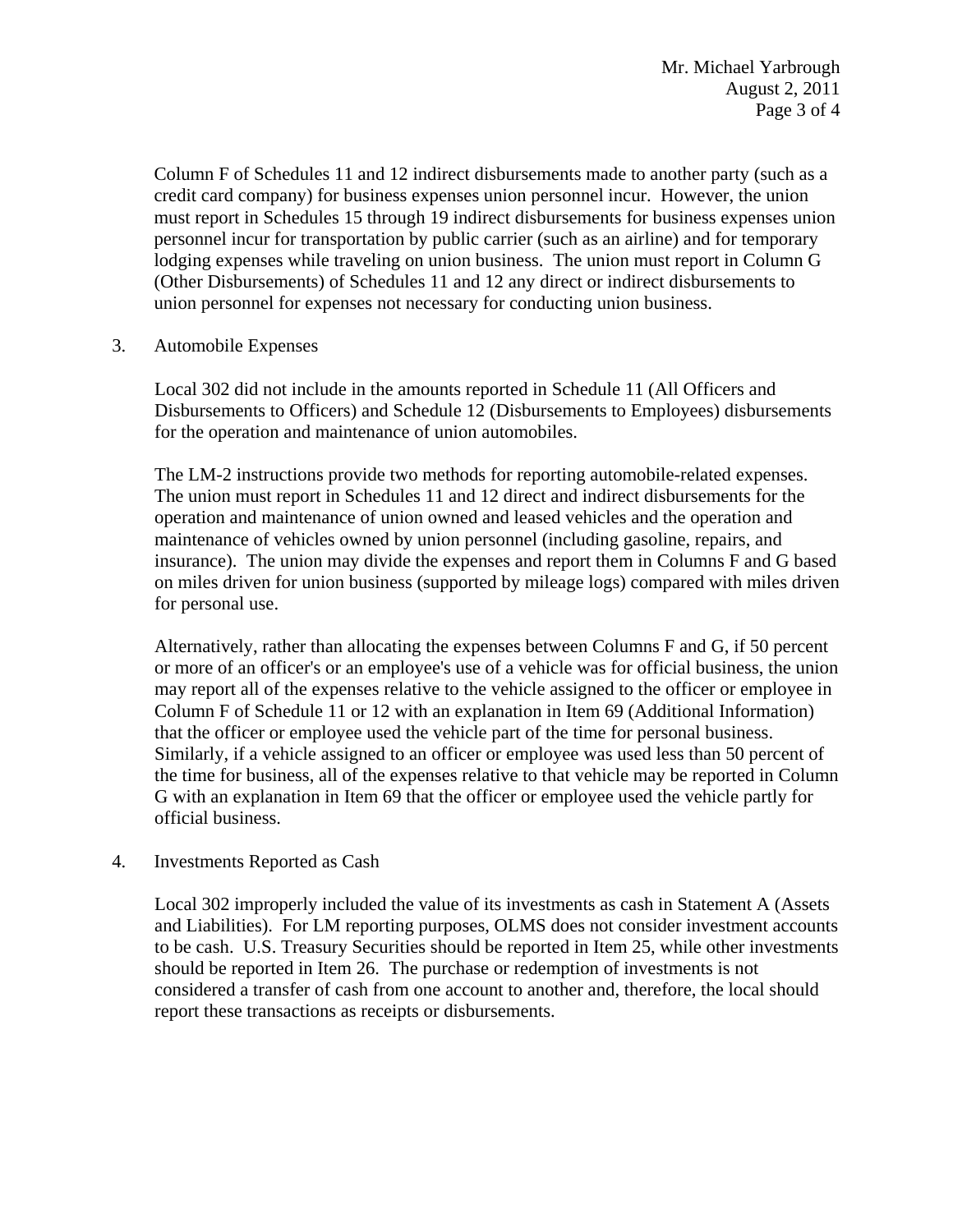Column F of Schedules 11 and 12 indirect disbursements made to another party (such as a credit card company) for business expenses union personnel incur. However, the union must report in Schedules 15 through 19 indirect disbursements for business expenses union personnel incur for transportation by public carrier (such as an airline) and for temporary lodging expenses while traveling on union business. The union must report in Column G (Other Disbursements) of Schedules 11 and 12 any direct or indirect disbursements to union personnel for expenses not necessary for conducting union business.

3. Automobile Expenses

   Local 302 did not include in the amounts reported in Schedule 11 (All Officers and Disbursements to Officers) and Schedule 12 (Disbursements to Employees) disbursements for the operation and maintenance of union automobiles.

   The LM-2 instructions provide two methods for reporting automobile-related expenses. The union must report in Schedules 11 and 12 direct and indirect disbursements for the operation and maintenance of union owned and leased vehicles and the operation and maintenance of vehicles owned by union personnel (including gasoline, repairs, and insurance). The union may divide the expenses and report them in Columns F and G based on miles driven for union business (supported by mileage logs) compared with miles driven for personal use.

   Alternatively, rather than allocating the expenses between Columns F and G, if 50 percent or more of an officer's or an employee's use of a vehicle was for official business, the union may report all of the expenses relative to the vehicle assigned to the officer or employee in Column F of Schedule 11 or 12 with an explanation in Item 69 (Additional Information) that the officer or employee used the vehicle part of the time for personal business. Similarly, if a vehicle assigned to an officer or employee was used less than 50 percent of the time for business, all of the expenses relative to that vehicle may be reported in Column G with an explanation in Item 69 that the officer or employee used the vehicle partly for official business.

4. Investments Reported as Cash

   Local 302 improperly included the value of its investments as cash in Statement A (Assets and Liabilities). For LM reporting purposes, OLMS does not consider investment accounts to be cash. U.S. Treasury Securities should be reported in Item 25, while other investments should be reported in Item 26. The purchase or redemption of investments is not considered a transfer of cash from one account to another and, therefore, the local should report these transactions as receipts or disbursements.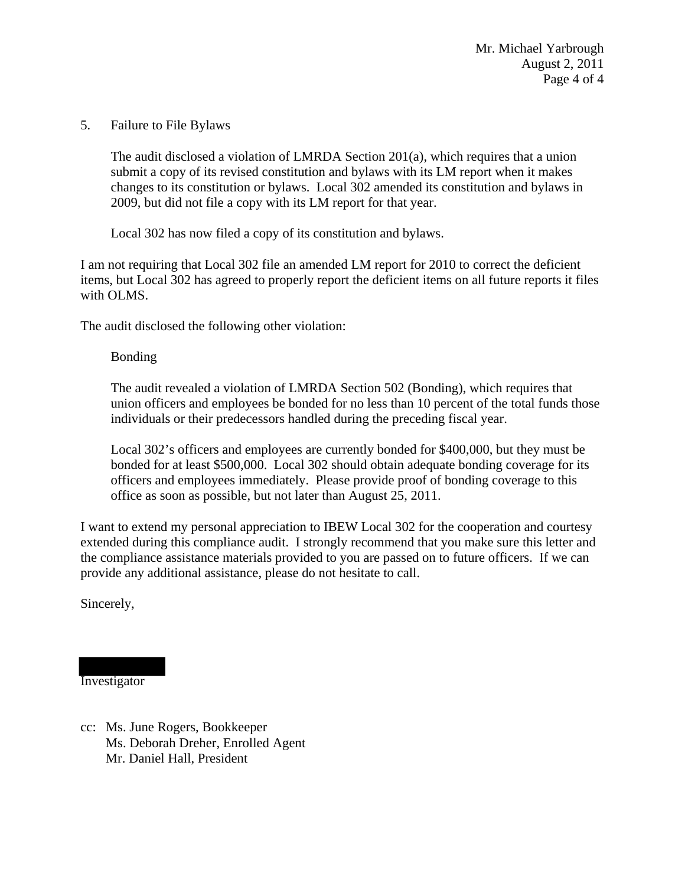5. Failure to File Bylaws

   The audit disclosed a violation of LMRDA Section 201(a), which requires that a union submit a copy of its revised constitution and bylaws with its LM report when it makes changes to its constitution or bylaws. Local 302 amended its constitution and bylaws in 2009, but did not file a copy with its LM report for that year.

   Local 302 has now filed a copy of its constitution and bylaws.

I am not requiring that Local 302 file an amended LM report for 2010 to correct the deficient items, but Local 302 has agreed to properly report the deficient items on all future reports it files with OLMS.

The audit disclosed the following other violation:

Bonding

The audit revealed a violation of LMRDA Section 502 (Bonding), which requires that union officers and employees be bonded for no less than 10 percent of the total funds those individuals or their predecessors handled during the preceding fiscal year.

Local 302's officers and employees are currently bonded for $400,000, but they must be bonded for at least $500,000. Local 302 should obtain adequate bonding coverage for its officers and employees immediately. Please provide proof of bonding coverage to this office as soon as possible, but not later than August 25, 2011.

I want to extend my personal appreciation to IBEW Local 302 for the cooperation and courtesy extended during this compliance audit. I strongly recommend that you make sure this letter and the compliance assistance materials provided to you are passed on to future officers. If we can provide any additional assistance, please do not hesitate to call.

Sincerely,

Investigator

cc: Ms. June Rogers, Bookkeeper
    Ms. Deborah Dreher, Enrolled Agent
    Mr. Daniel Hall, President